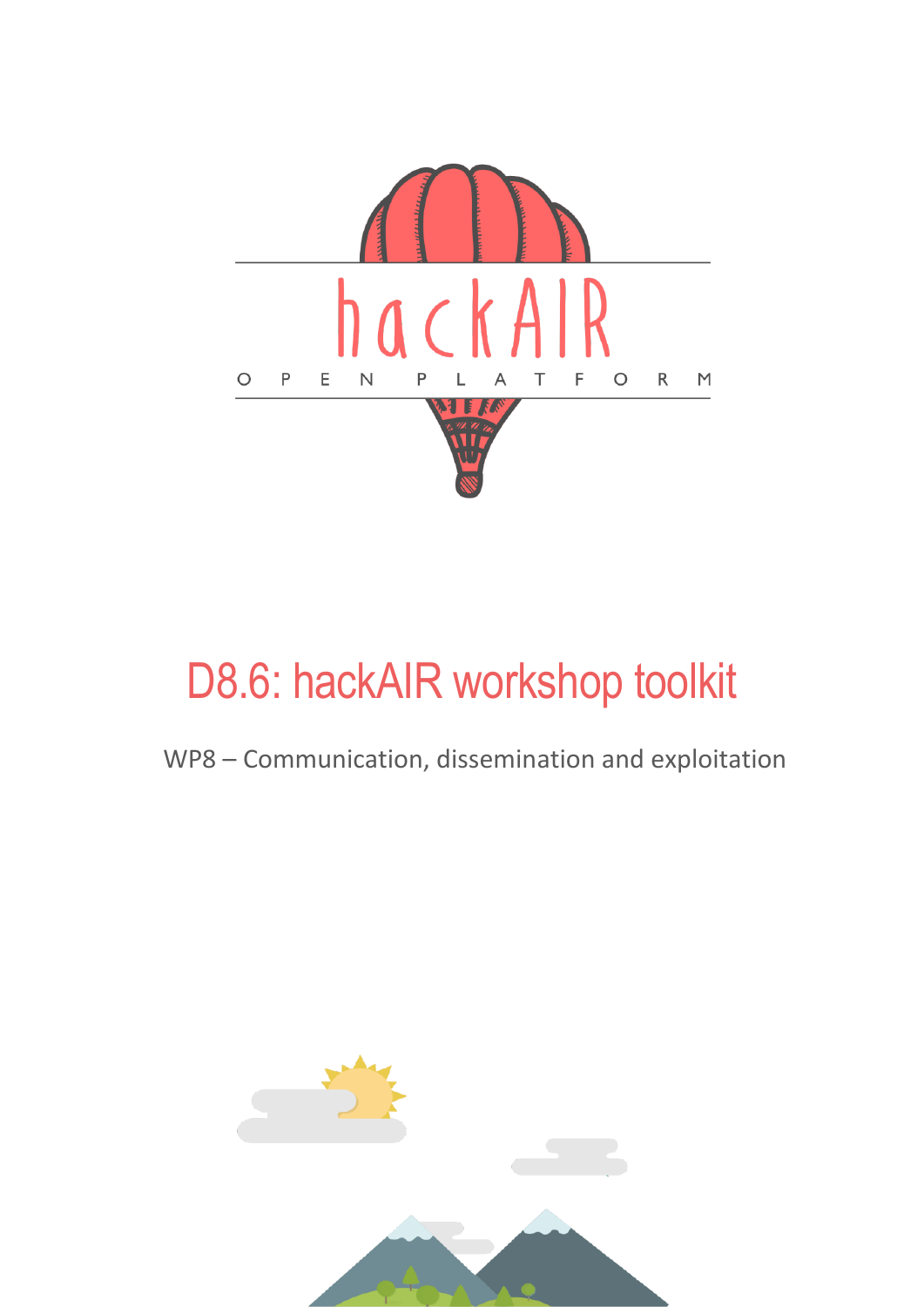hackAIR

OPEN PLATFORM

# D8.6: hackAIR workshop toolkit

WP8 – Communication, dissemination and exploitation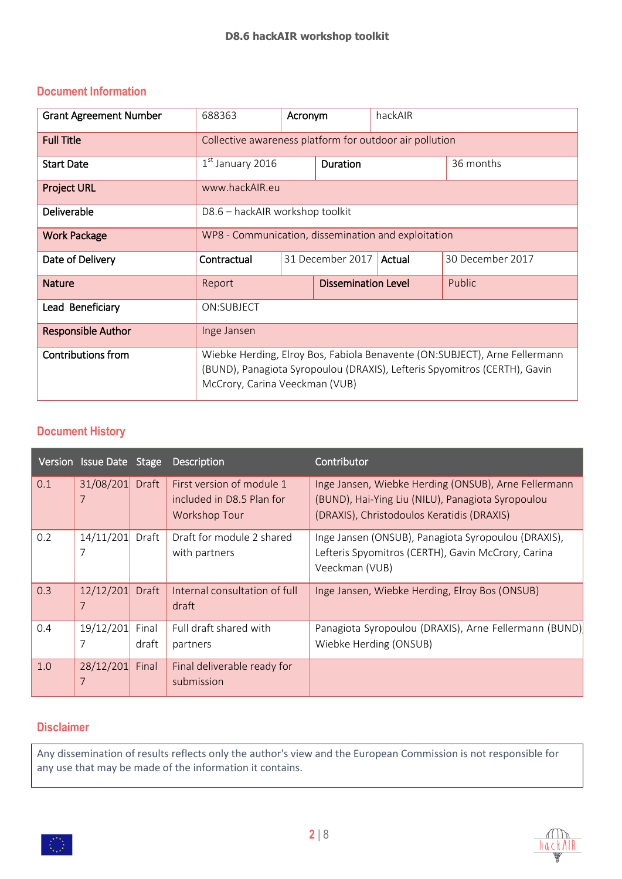## Document Information

| | | | |
|---|---|---|---|
| **Grant Agreement Number** | 688363 | **Acronym** | hackAIR |
| **Full Title** | Collective awareness platform for outdoor air pollution | | |
| **Start Date** | 1st January 2016 | **Duration** | 36 months |
| **Project URL** | www.hackAIR.eu | | |
| **Deliverable** | D8.6 – hackAIR workshop toolkit | | |
| **Work Package** | WP8 - Communication, dissemination and exploitation | | |
| **Date of Delivery** | **Contractual** 31 December 2017 | **Actual** | 30 December 2017 |
| **Nature** | Report | **Dissemination Level** | Public |
| **Lead Beneficiary** | ON:SUBJECT | | |
| **Responsible Author** | Inge Jansen | | |
| **Contributions from** | Wiebke Herding, Elroy Bos, Fabiola Benavente (ON:SUBJECT), Arne Fellermann (BUND), Panagiota Syropoulou (DRAXIS), Lefteris Spyomitros (CERTH), Gavin McCrory, Carina Veeckman (VUB) | | |

## Document History

| Version | Issue Date | Stage | Description | Contributor |
|---|---|---|---|---|
| 0.1 | 31/08/2017 | Draft | First version of module 1 included in D8.5 Plan for Workshop Tour | Inge Jansen, Wiebke Herding (ONSUB), Arne Fellermann (BUND), Hai-Ying Liu (NILU), Panagiota Syropoulou (DRAXIS), Christodoulos Keratidis (DRAXIS) |
| 0.2 | 14/11/2017 | Draft | Draft for module 2 shared with partners | Inge Jansen (ONSUB), Panagiota Syropoulou (DRAXIS), Lefteris Spyomitros (CERTH), Gavin McCrory, Carina Veeckman (VUB) |
| 0.3 | 12/12/2017 | Draft | Internal consultation of full draft | Inge Jansen, Wiebke Herding, Elroy Bos (ONSUB) |
| 0.4 | 19/12/2017 | Final draft | Full draft shared with partners | Panagiota Syropoulou (DRAXIS), Arne Fellermann (BUND) Wiebke Herding (ONSUB) |
| 1.0 | 28/12/2017 | Final | Final deliverable ready for submission | |

## Disclaimer

Any dissemination of results reflects only the author's view and the European Commission is not responsible for any use that may be made of the information it contains.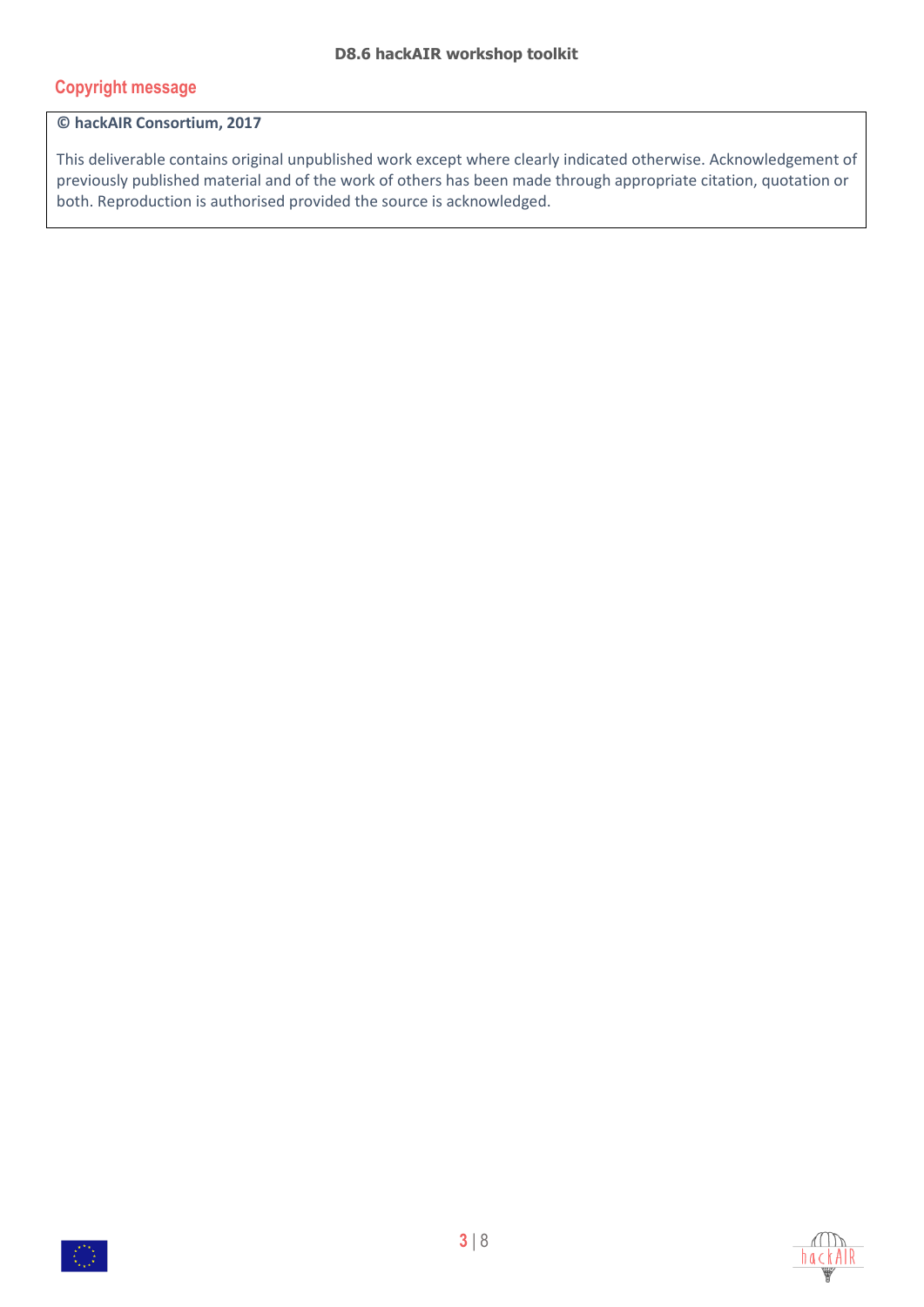## Copyright message

**© hackAIR Consortium, 2017**

This deliverable contains original unpublished work except where clearly indicated otherwise. Acknowledgement of previously published material and of the work of others has been made through appropriate citation, quotation or both. Reproduction is authorised provided the source is acknowledged.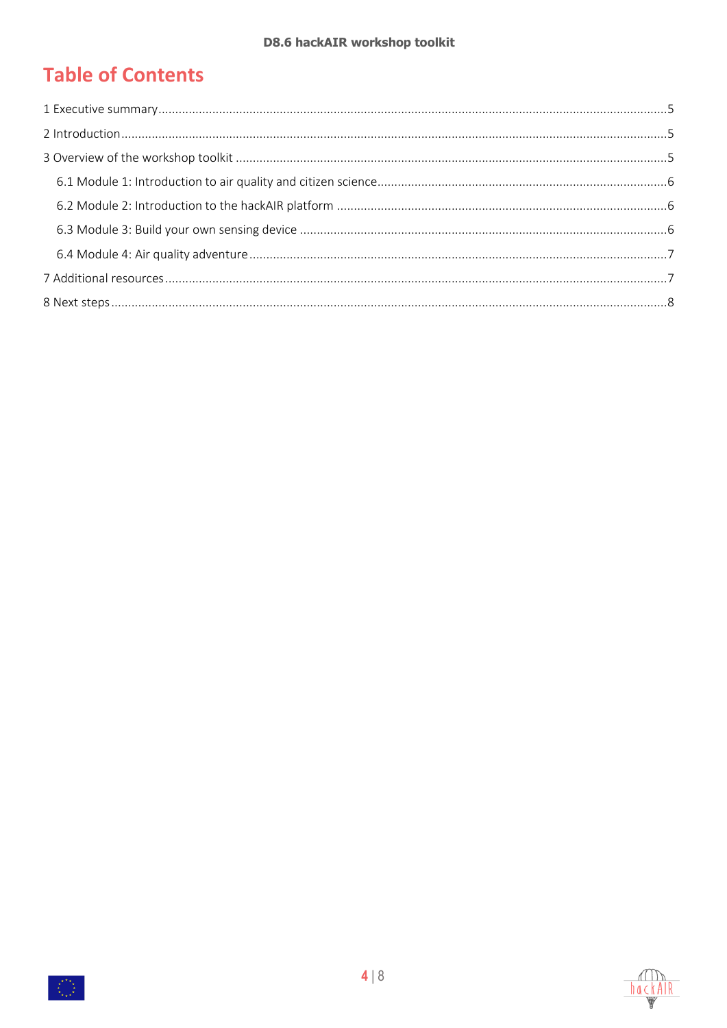# Table of Contents

1 Executive summary.....5

2 Introduction.....5

3 Overview of the workshop toolkit.....5

- 6.1 Module 1: Introduction to air quality and citizen science.....6
- 6.2 Module 2: Introduction to the hackAIR platform.....6
- 6.3 Module 3: Build your own sensing device.....6
- 6.4 Module 4: Air quality adventure.....7

7 Additional resources.....7

8 Next steps.....8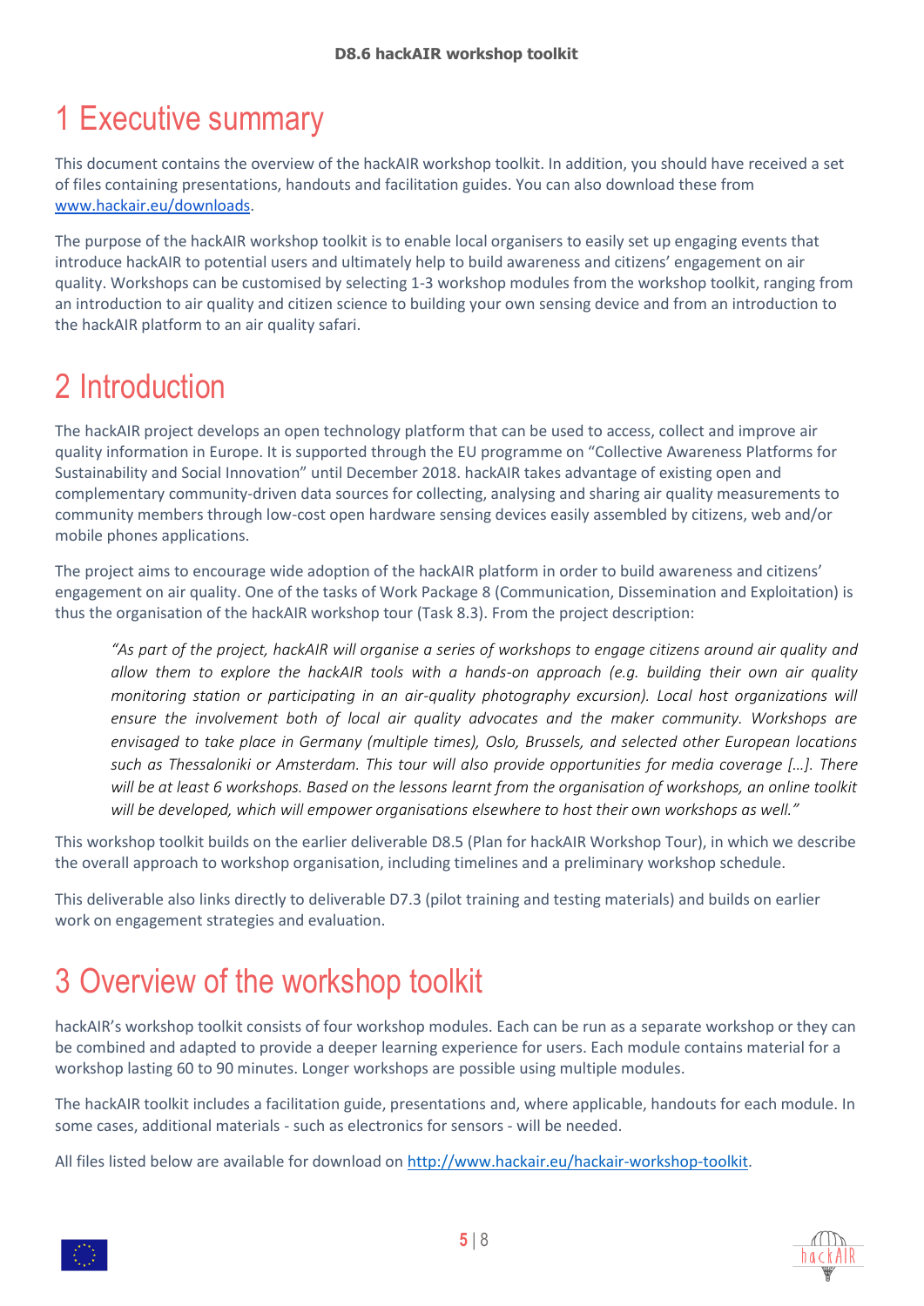# 1 Executive summary

This document contains the overview of the hackAIR workshop toolkit. In addition, you should have received a set of files containing presentations, handouts and facilitation guides. You can also download these from [www.hackair.eu/downloads](www.hackair.eu/downloads).

The purpose of the hackAIR workshop toolkit is to enable local organisers to easily set up engaging events that introduce hackAIR to potential users and ultimately help to build awareness and citizens' engagement on air quality. Workshops can be customised by selecting 1-3 workshop modules from the workshop toolkit, ranging from an introduction to air quality and citizen science to building your own sensing device and from an introduction to the hackAIR platform to an air quality safari.

# 2 Introduction

The hackAIR project develops an open technology platform that can be used to access, collect and improve air quality information in Europe. It is supported through the EU programme on "Collective Awareness Platforms for Sustainability and Social Innovation" until December 2018. hackAIR takes advantage of existing open and complementary community-driven data sources for collecting, analysing and sharing air quality measurements to community members through low-cost open hardware sensing devices easily assembled by citizens, web and/or mobile phones applications.

The project aims to encourage wide adoption of the hackAIR platform in order to build awareness and citizens' engagement on air quality. One of the tasks of Work Package 8 (Communication, Dissemination and Exploitation) is thus the organisation of the hackAIR workshop tour (Task 8.3). From the project description:

> *"As part of the project, hackAIR will organise a series of workshops to engage citizens around air quality and allow them to explore the hackAIR tools with a hands-on approach (e.g. building their own air quality monitoring station or participating in an air-quality photography excursion). Local host organizations will ensure the involvement both of local air quality advocates and the maker community. Workshops are envisaged to take place in Germany (multiple times), Oslo, Brussels, and selected other European locations such as Thessaloniki or Amsterdam. This tour will also provide opportunities for media coverage […]. There will be at least 6 workshops. Based on the lessons learnt from the organisation of workshops, an online toolkit will be developed, which will empower organisations elsewhere to host their own workshops as well."*

This workshop toolkit builds on the earlier deliverable D8.5 (Plan for hackAIR Workshop Tour), in which we describe the overall approach to workshop organisation, including timelines and a preliminary workshop schedule.

This deliverable also links directly to deliverable D7.3 (pilot training and testing materials) and builds on earlier work on engagement strategies and evaluation.

# 3 Overview of the workshop toolkit

hackAIR's workshop toolkit consists of four workshop modules. Each can be run as a separate workshop or they can be combined and adapted to provide a deeper learning experience for users. Each module contains material for a workshop lasting 60 to 90 minutes. Longer workshops are possible using multiple modules.

The hackAIR toolkit includes a facilitation guide, presentations and, where applicable, handouts for each module. In some cases, additional materials - such as electronics for sensors - will be needed.

All files listed below are available for download on [http://www.hackair.eu/hackair-workshop-toolkit](http://www.hackair.eu/hackair-workshop-toolkit).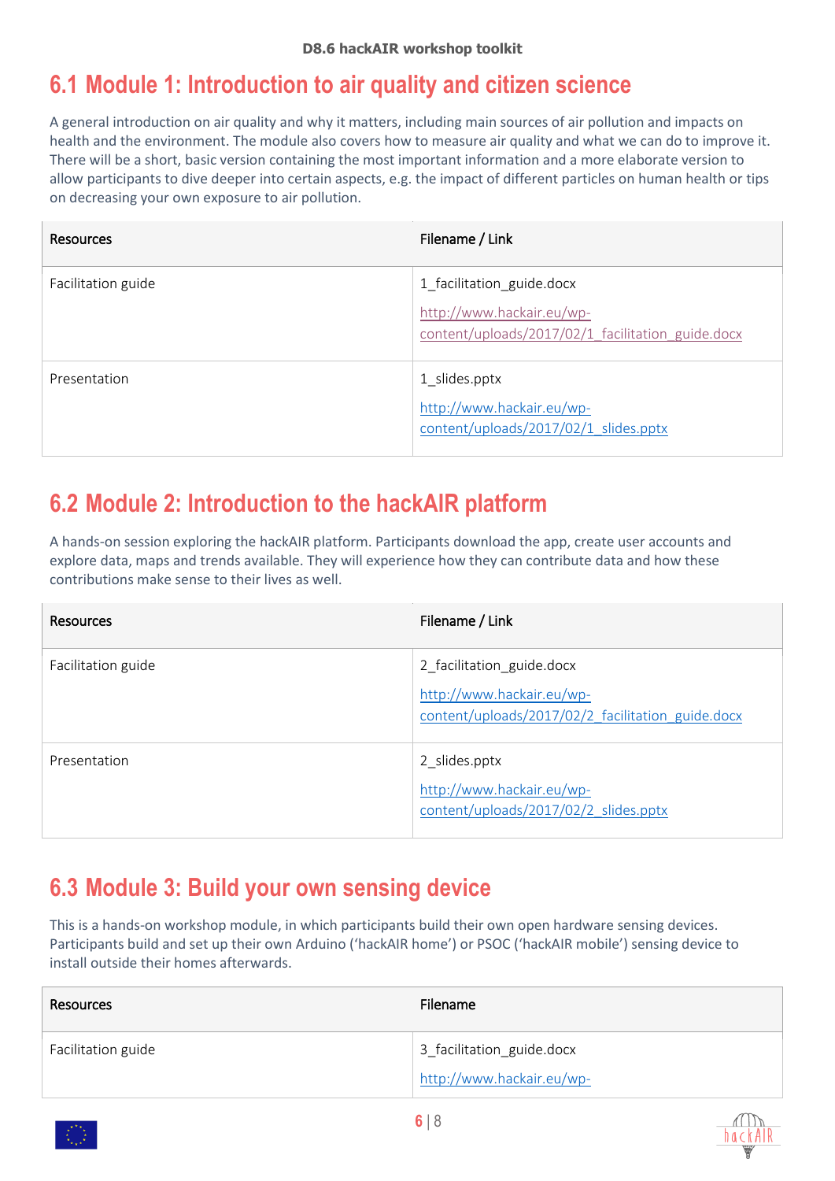## 6.1 Module 1: Introduction to air quality and citizen science

A general introduction on air quality and why it matters, including main sources of air pollution and impacts on health and the environment. The module also covers how to measure air quality and what we can do to improve it. There will be a short, basic version containing the most important information and a more elaborate version to allow participants to dive deeper into certain aspects, e.g. the impact of different particles on human health or tips on decreasing your own exposure to air pollution.

| Resources | Filename / Link |
|---|---|
| Facilitation guide | 1_facilitation_guide.docx<br>http://www.hackair.eu/wp-content/uploads/2017/02/1_facilitation_guide.docx |
| Presentation | 1_slides.pptx<br>http://www.hackair.eu/wp-content/uploads/2017/02/1_slides.pptx |

## 6.2 Module 2: Introduction to the hackAIR platform

A hands-on session exploring the hackAIR platform. Participants download the app, create user accounts and explore data, maps and trends available. They will experience how they can contribute data and how these contributions make sense to their lives as well.

| Resources | Filename / Link |
|---|---|
| Facilitation guide | 2_facilitation_guide.docx<br>http://www.hackair.eu/wp-content/uploads/2017/02/2_facilitation_guide.docx |
| Presentation | 2_slides.pptx<br>http://www.hackair.eu/wp-content/uploads/2017/02/2_slides.pptx |

## 6.3 Module 3: Build your own sensing device

This is a hands-on workshop module, in which participants build their own open hardware sensing devices. Participants build and set up their own Arduino ('hackAIR home') or PSOC ('hackAIR mobile') sensing device to install outside their homes afterwards.

| Resources | Filename |
|---|---|
| Facilitation guide | 3_facilitation_guide.docx<br>http://www.hackair.eu/wp- |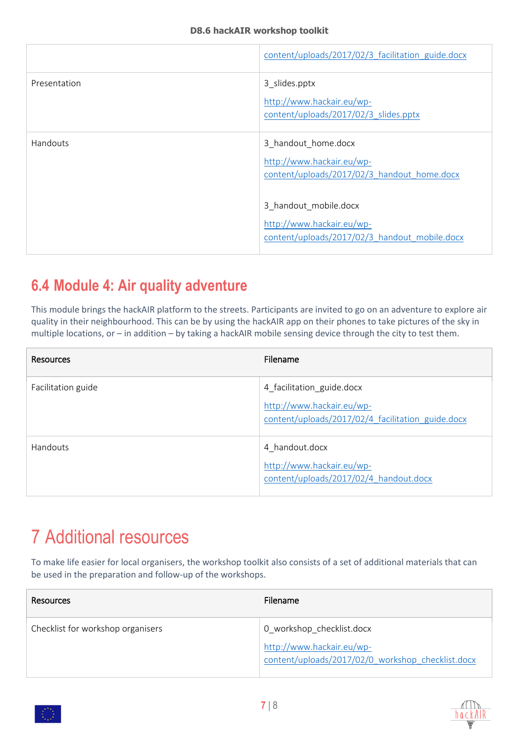| | |
|---|---|
| | content/uploads/2017/02/3_facilitation_guide.docx |
| Presentation | 3_slides.pptx<br>http://www.hackair.eu/wp-content/uploads/2017/02/3_slides.pptx |
| Handouts | 3_handout_home.docx<br>http://www.hackair.eu/wp-content/uploads/2017/02/3_handout_home.docx<br><br>3_handout_mobile.docx<br>http://www.hackair.eu/wp-content/uploads/2017/02/3_handout_mobile.docx |

## 6.4 Module 4: Air quality adventure

This module brings the hackAIR platform to the streets. Participants are invited to go on an adventure to explore air quality in their neighbourhood. This can be by using the hackAIR app on their phones to take pictures of the sky in multiple locations, or – in addition – by taking a hackAIR mobile sensing device through the city to test them.

| Resources | Filename |
|---|---|
| Facilitation guide | 4_facilitation_guide.docx<br>http://www.hackair.eu/wp-content/uploads/2017/02/4_facilitation_guide.docx |
| Handouts | 4_handout.docx<br>http://www.hackair.eu/wp-content/uploads/2017/02/4_handout.docx |

# 7 Additional resources

To make life easier for local organisers, the workshop toolkit also consists of a set of additional materials that can be used in the preparation and follow-up of the workshops.

| Resources | Filename |
|---|---|
| Checklist for workshop organisers | 0_workshop_checklist.docx<br>http://www.hackair.eu/wp-content/uploads/2017/02/0_workshop_checklist.docx |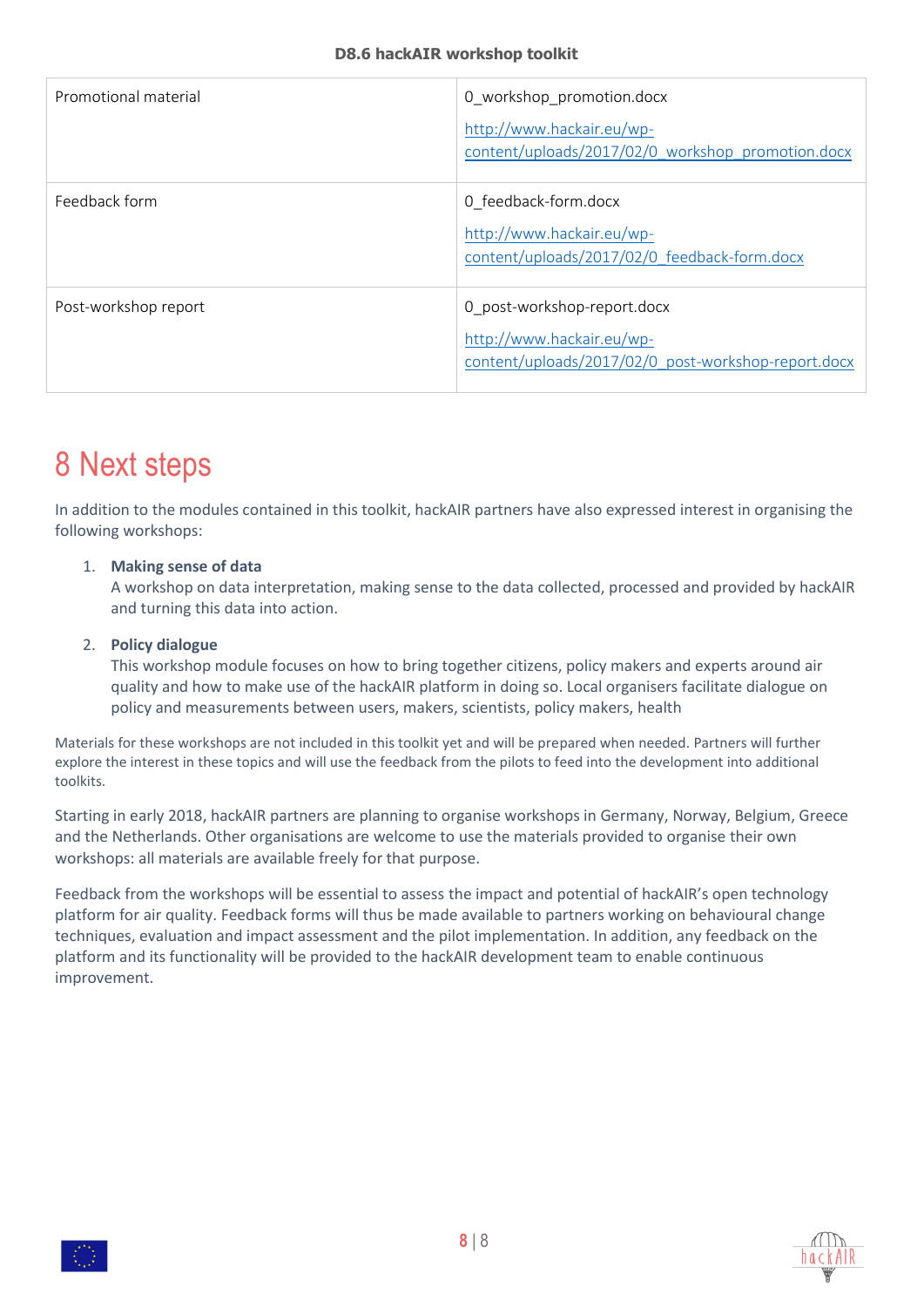| | |
|---|---|
| Promotional material | 0_workshop_promotion.docx<br>http://www.hackair.eu/wp-content/uploads/2017/02/0_workshop_promotion.docx |
| Feedback form | 0_feedback-form.docx<br>http://www.hackair.eu/wp-content/uploads/2017/02/0_feedback-form.docx |
| Post-workshop report | 0_post-workshop-report.docx<br>http://www.hackair.eu/wp-content/uploads/2017/02/0_post-workshop-report.docx |

# 8 Next steps

In addition to the modules contained in this toolkit, hackAIR partners have also expressed interest in organising the following workshops:

1. **Making sense of data**
   A workshop on data interpretation, making sense to the data collected, processed and provided by hackAIR and turning this data into action.

2. **Policy dialogue**
   This workshop module focuses on how to bring together citizens, policy makers and experts around air quality and how to make use of the hackAIR platform in doing so. Local organisers facilitate dialogue on policy and measurements between users, makers, scientists, policy makers, health

Materials for these workshops are not included in this toolkit yet and will be prepared when needed. Partners will further explore the interest in these topics and will use the feedback from the pilots to feed into the development into additional toolkits.

Starting in early 2018, hackAIR partners are planning to organise workshops in Germany, Norway, Belgium, Greece and the Netherlands. Other organisations are welcome to use the materials provided to organise their own workshops: all materials are available freely for that purpose.

Feedback from the workshops will be essential to assess the impact and potential of hackAIR's open technology platform for air quality. Feedback forms will thus be made available to partners working on behavioural change techniques, evaluation and impact assessment and the pilot implementation. In addition, any feedback on the platform and its functionality will be provided to the hackAIR development team to enable continuous improvement.